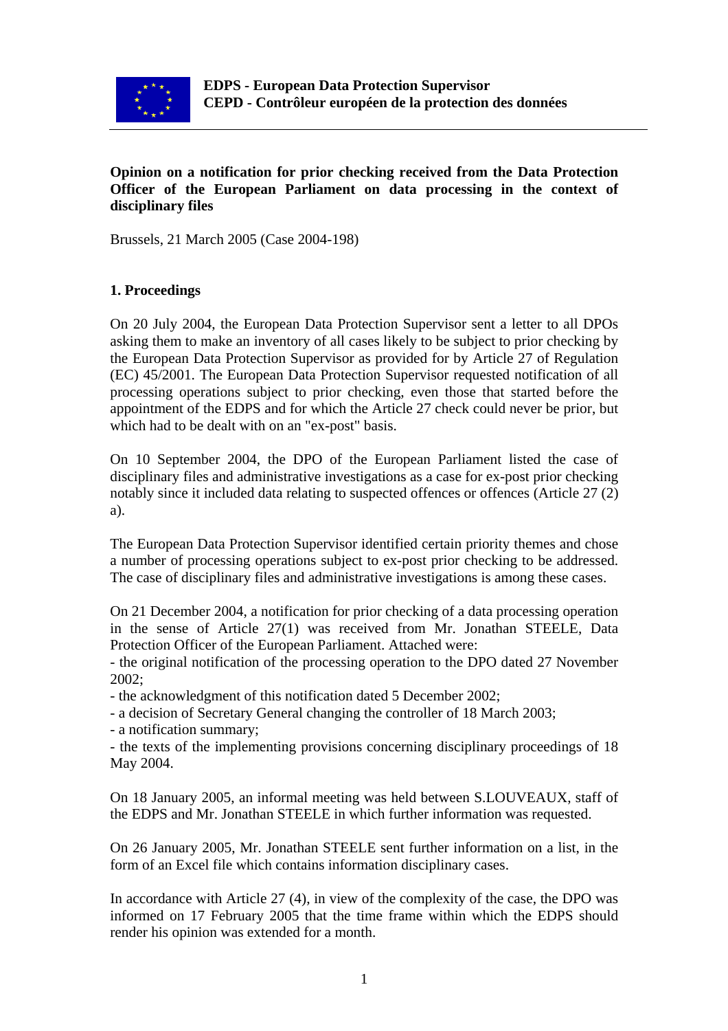**EDPS - European Data Protection Supervisor**
**CEPD - Contrôleur européen de la protection des données**

**Opinion on a notification for prior checking received from the Data Protection Officer of the European Parliament on data processing in the context of disciplinary files**

Brussels, 21 March 2005 (Case 2004-198)

## 1. Proceedings

On 20 July 2004, the European Data Protection Supervisor sent a letter to all DPOs asking them to make an inventory of all cases likely to be subject to prior checking by the European Data Protection Supervisor as provided for by Article 27 of Regulation (EC) 45/2001. The European Data Protection Supervisor requested notification of all processing operations subject to prior checking, even those that started before the appointment of the EDPS and for which the Article 27 check could never be prior, but which had to be dealt with on an "ex-post" basis.

On 10 September 2004, the DPO of the European Parliament listed the case of disciplinary files and administrative investigations as a case for ex-post prior checking notably since it included data relating to suspected offences or offences (Article 27 (2) a).

The European Data Protection Supervisor identified certain priority themes and chose a number of processing operations subject to ex-post prior checking to be addressed. The case of disciplinary files and administrative investigations is among these cases.

On 21 December 2004, a notification for prior checking of a data processing operation in the sense of Article 27(1) was received from Mr. Jonathan STEELE, Data Protection Officer of the European Parliament. Attached were:
- the original notification of the processing operation to the DPO dated 27 November 2002;
- the acknowledgment of this notification dated 5 December 2002;
- a decision of Secretary General changing the controller of 18 March 2003;
- a notification summary;
- the texts of the implementing provisions concerning disciplinary proceedings of 18 May 2004.

On 18 January 2005, an informal meeting was held between S.LOUVEAUX, staff of the EDPS and Mr. Jonathan STEELE in which further information was requested.

On 26 January 2005, Mr. Jonathan STEELE sent further information on a list, in the form of an Excel file which contains information disciplinary cases.

In accordance with Article 27 (4), in view of the complexity of the case, the DPO was informed on 17 February 2005 that the time frame within which the EDPS should render his opinion was extended for a month.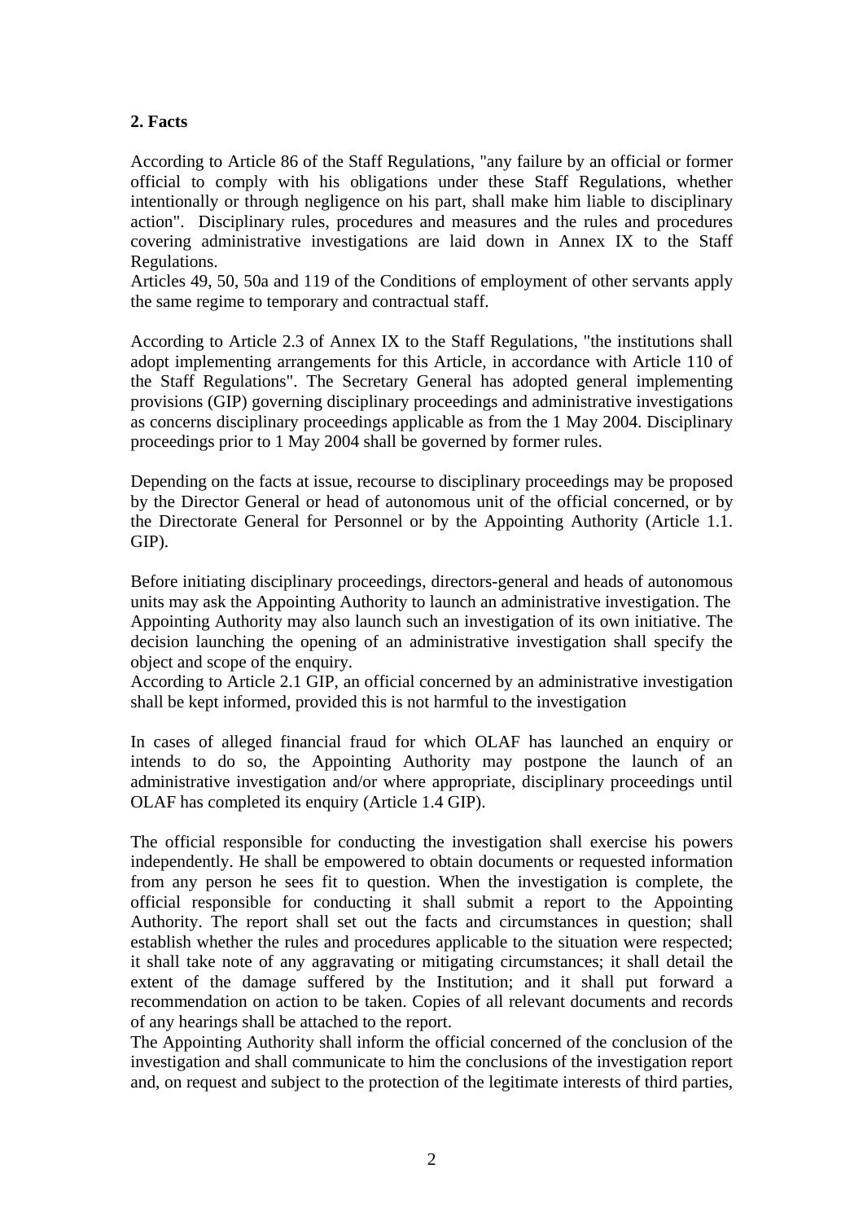## 2. Facts

According to Article 86 of the Staff Regulations, "any failure by an official or former official to comply with his obligations under these Staff Regulations, whether intentionally or through negligence on his part, shall make him liable to disciplinary action". Disciplinary rules, procedures and measures and the rules and procedures covering administrative investigations are laid down in Annex IX to the Staff Regulations.
Articles 49, 50, 50a and 119 of the Conditions of employment of other servants apply the same regime to temporary and contractual staff.

According to Article 2.3 of Annex IX to the Staff Regulations, "the institutions shall adopt implementing arrangements for this Article, in accordance with Article 110 of the Staff Regulations". The Secretary General has adopted general implementing provisions (GIP) governing disciplinary proceedings and administrative investigations as concerns disciplinary proceedings applicable as from the 1 May 2004. Disciplinary proceedings prior to 1 May 2004 shall be governed by former rules.

Depending on the facts at issue, recourse to disciplinary proceedings may be proposed by the Director General or head of autonomous unit of the official concerned, or by the Directorate General for Personnel or by the Appointing Authority (Article 1.1. GIP).

Before initiating disciplinary proceedings, directors-general and heads of autonomous units may ask the Appointing Authority to launch an administrative investigation. The Appointing Authority may also launch such an investigation of its own initiative. The decision launching the opening of an administrative investigation shall specify the object and scope of the enquiry.
According to Article 2.1 GIP, an official concerned by an administrative investigation shall be kept informed, provided this is not harmful to the investigation

In cases of alleged financial fraud for which OLAF has launched an enquiry or intends to do so, the Appointing Authority may postpone the launch of an administrative investigation and/or where appropriate, disciplinary proceedings until OLAF has completed its enquiry (Article 1.4 GIP).

The official responsible for conducting the investigation shall exercise his powers independently. He shall be empowered to obtain documents or requested information from any person he sees fit to question. When the investigation is complete, the official responsible for conducting it shall submit a report to the Appointing Authority. The report shall set out the facts and circumstances in question; shall establish whether the rules and procedures applicable to the situation were respected; it shall take note of any aggravating or mitigating circumstances; it shall detail the extent of the damage suffered by the Institution; and it shall put forward a recommendation on action to be taken. Copies of all relevant documents and records of any hearings shall be attached to the report.
The Appointing Authority shall inform the official concerned of the conclusion of the investigation and shall communicate to him the conclusions of the investigation report and, on request and subject to the protection of the legitimate interests of third parties,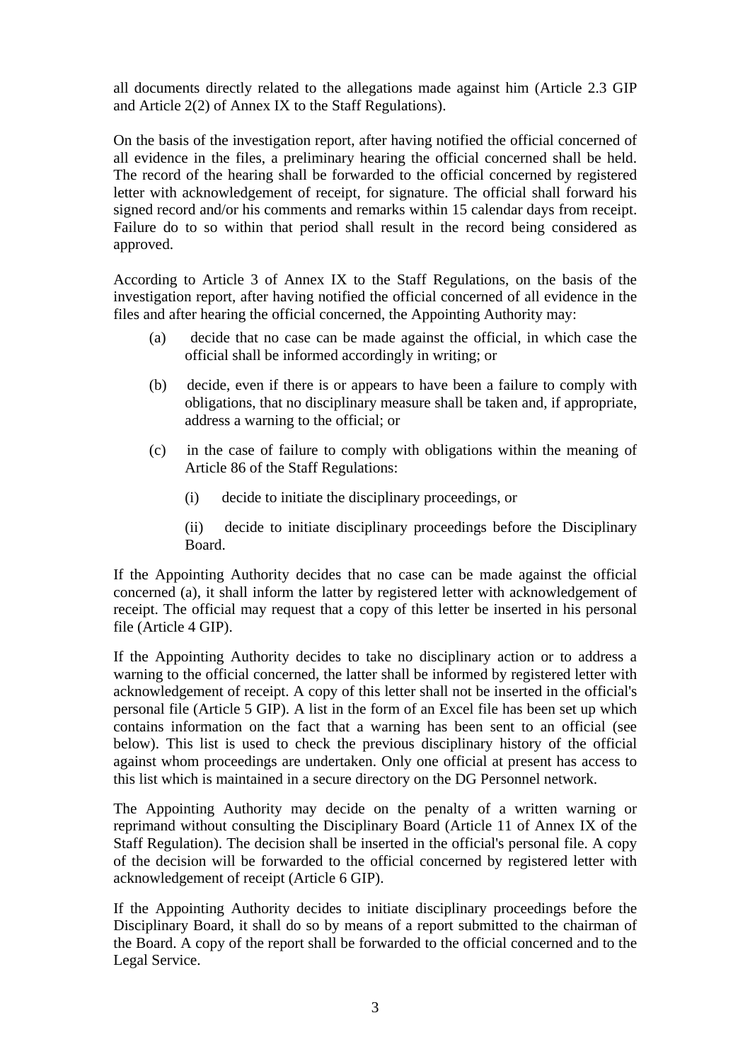all documents directly related to the allegations made against him (Article 2.3 GIP and Article 2(2) of Annex IX to the Staff Regulations).

On the basis of the investigation report, after having notified the official concerned of all evidence in the files, a preliminary hearing the official concerned shall be held. The record of the hearing shall be forwarded to the official concerned by registered letter with acknowledgement of receipt, for signature. The official shall forward his signed record and/or his comments and remarks within 15 calendar days from receipt. Failure do to so within that period shall result in the record being considered as approved.

According to Article 3 of Annex IX to the Staff Regulations, on the basis of the investigation report, after having notified the official concerned of all evidence in the files and after hearing the official concerned, the Appointing Authority may:

(a) decide that no case can be made against the official, in which case the official shall be informed accordingly in writing; or

(b) decide, even if there is or appears to have been a failure to comply with obligations, that no disciplinary measure shall be taken and, if appropriate, address a warning to the official; or

(c) in the case of failure to comply with obligations within the meaning of Article 86 of the Staff Regulations:

(i) decide to initiate the disciplinary proceedings, or

(ii) decide to initiate disciplinary proceedings before the Disciplinary Board.

If the Appointing Authority decides that no case can be made against the official concerned (a), it shall inform the latter by registered letter with acknowledgement of receipt. The official may request that a copy of this letter be inserted in his personal file (Article 4 GIP).

If the Appointing Authority decides to take no disciplinary action or to address a warning to the official concerned, the latter shall be informed by registered letter with acknowledgement of receipt. A copy of this letter shall not be inserted in the official's personal file (Article 5 GIP). A list in the form of an Excel file has been set up which contains information on the fact that a warning has been sent to an official (see below). This list is used to check the previous disciplinary history of the official against whom proceedings are undertaken. Only one official at present has access to this list which is maintained in a secure directory on the DG Personnel network.

The Appointing Authority may decide on the penalty of a written warning or reprimand without consulting the Disciplinary Board (Article 11 of Annex IX of the Staff Regulation). The decision shall be inserted in the official's personal file. A copy of the decision will be forwarded to the official concerned by registered letter with acknowledgement of receipt (Article 6 GIP).

If the Appointing Authority decides to initiate disciplinary proceedings before the Disciplinary Board, it shall do so by means of a report submitted to the chairman of the Board. A copy of the report shall be forwarded to the official concerned and to the Legal Service.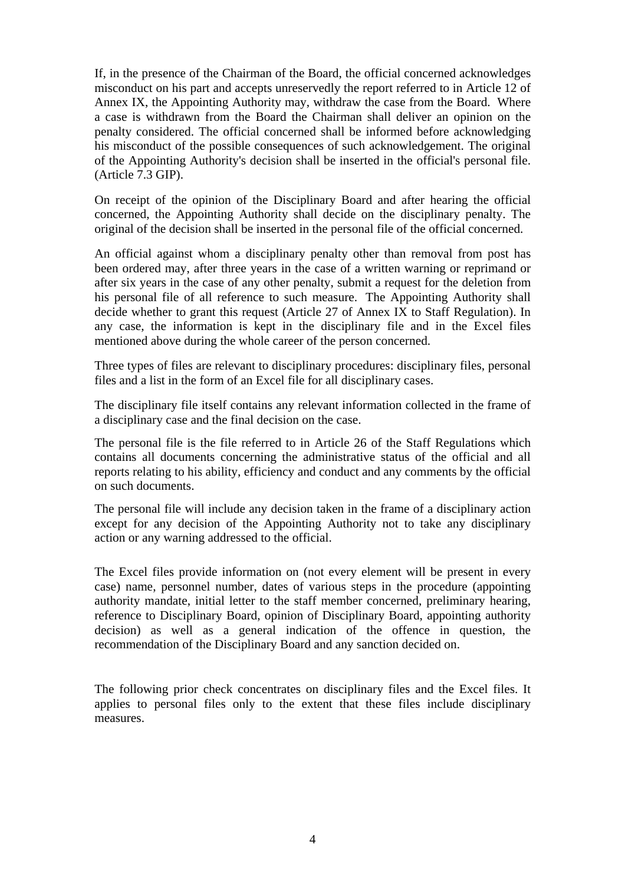If, in the presence of the Chairman of the Board, the official concerned acknowledges misconduct on his part and accepts unreservedly the report referred to in Article 12 of Annex IX, the Appointing Authority may, withdraw the case from the Board. Where a case is withdrawn from the Board the Chairman shall deliver an opinion on the penalty considered. The official concerned shall be informed before acknowledging his misconduct of the possible consequences of such acknowledgement. The original of the Appointing Authority's decision shall be inserted in the official's personal file. (Article 7.3 GIP).

On receipt of the opinion of the Disciplinary Board and after hearing the official concerned, the Appointing Authority shall decide on the disciplinary penalty. The original of the decision shall be inserted in the personal file of the official concerned.

An official against whom a disciplinary penalty other than removal from post has been ordered may, after three years in the case of a written warning or reprimand or after six years in the case of any other penalty, submit a request for the deletion from his personal file of all reference to such measure. The Appointing Authority shall decide whether to grant this request (Article 27 of Annex IX to Staff Regulation). In any case, the information is kept in the disciplinary file and in the Excel files mentioned above during the whole career of the person concerned.

Three types of files are relevant to disciplinary procedures: disciplinary files, personal files and a list in the form of an Excel file for all disciplinary cases.

The disciplinary file itself contains any relevant information collected in the frame of a disciplinary case and the final decision on the case.

The personal file is the file referred to in Article 26 of the Staff Regulations which contains all documents concerning the administrative status of the official and all reports relating to his ability, efficiency and conduct and any comments by the official on such documents.

The personal file will include any decision taken in the frame of a disciplinary action except for any decision of the Appointing Authority not to take any disciplinary action or any warning addressed to the official.

The Excel files provide information on (not every element will be present in every case) name, personnel number, dates of various steps in the procedure (appointing authority mandate, initial letter to the staff member concerned, preliminary hearing, reference to Disciplinary Board, opinion of Disciplinary Board, appointing authority decision) as well as a general indication of the offence in question, the recommendation of the Disciplinary Board and any sanction decided on.

The following prior check concentrates on disciplinary files and the Excel files. It applies to personal files only to the extent that these files include disciplinary measures.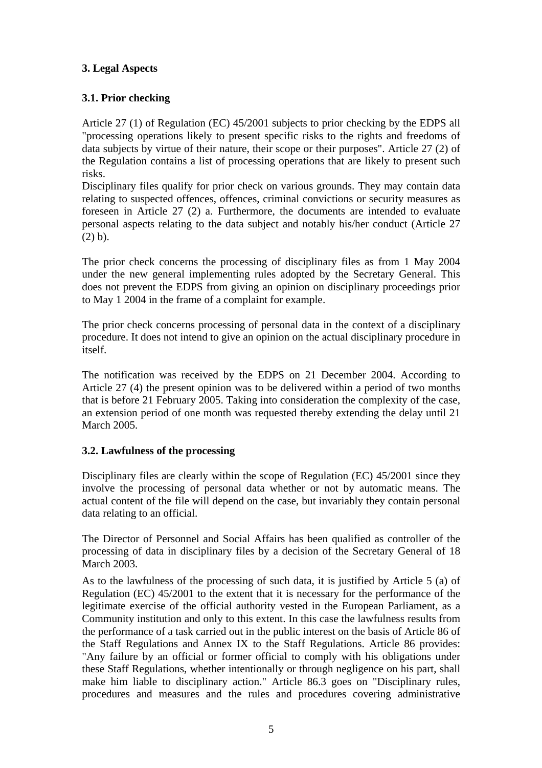## 3. Legal Aspects

### 3.1. Prior checking

Article 27 (1) of Regulation (EC) 45/2001 subjects to prior checking by the EDPS all "processing operations likely to present specific risks to the rights and freedoms of data subjects by virtue of their nature, their scope or their purposes". Article 27 (2) of the Regulation contains a list of processing operations that are likely to present such risks.

Disciplinary files qualify for prior check on various grounds. They may contain data relating to suspected offences, offences, criminal convictions or security measures as foreseen in Article 27 (2) a. Furthermore, the documents are intended to evaluate personal aspects relating to the data subject and notably his/her conduct (Article 27 (2) b).

The prior check concerns the processing of disciplinary files as from 1 May 2004 under the new general implementing rules adopted by the Secretary General. This does not prevent the EDPS from giving an opinion on disciplinary proceedings prior to May 1 2004 in the frame of a complaint for example.

The prior check concerns processing of personal data in the context of a disciplinary procedure. It does not intend to give an opinion on the actual disciplinary procedure in itself.

The notification was received by the EDPS on 21 December 2004. According to Article 27 (4) the present opinion was to be delivered within a period of two months that is before 21 February 2005. Taking into consideration the complexity of the case, an extension period of one month was requested thereby extending the delay until 21 March 2005.

### 3.2. Lawfulness of the processing

Disciplinary files are clearly within the scope of Regulation (EC) 45/2001 since they involve the processing of personal data whether or not by automatic means. The actual content of the file will depend on the case, but invariably they contain personal data relating to an official.

The Director of Personnel and Social Affairs has been qualified as controller of the processing of data in disciplinary files by a decision of the Secretary General of 18 March 2003.

As to the lawfulness of the processing of such data, it is justified by Article 5 (a) of Regulation (EC) 45/2001 to the extent that it is necessary for the performance of the legitimate exercise of the official authority vested in the European Parliament, as a Community institution and only to this extent. In this case the lawfulness results from the performance of a task carried out in the public interest on the basis of Article 86 of the Staff Regulations and Annex IX to the Staff Regulations. Article 86 provides: "Any failure by an official or former official to comply with his obligations under these Staff Regulations, whether intentionally or through negligence on his part, shall make him liable to disciplinary action." Article 86.3 goes on "Disciplinary rules, procedures and measures and the rules and procedures covering administrative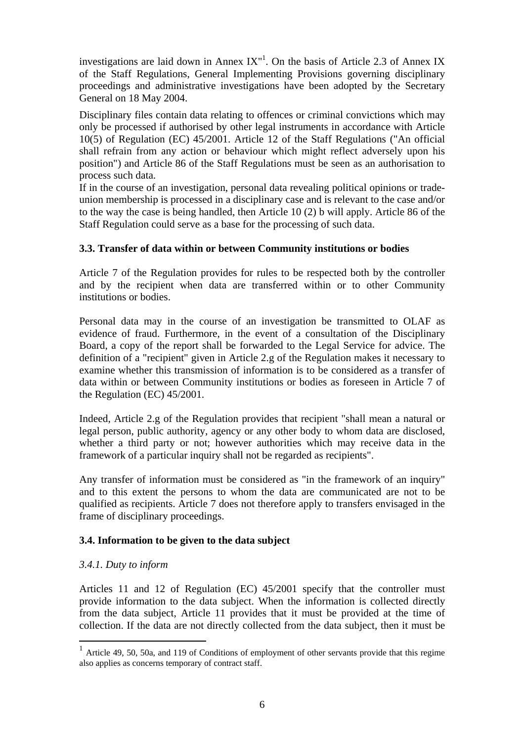investigations are laid down in Annex IX"[1]. On the basis of Article 2.3 of Annex IX of the Staff Regulations, General Implementing Provisions governing disciplinary proceedings and administrative investigations have been adopted by the Secretary General on 18 May 2004.

Disciplinary files contain data relating to offences or criminal convictions which may only be processed if authorised by other legal instruments in accordance with Article 10(5) of Regulation (EC) 45/2001. Article 12 of the Staff Regulations ("An official shall refrain from any action or behaviour which might reflect adversely upon his position") and Article 86 of the Staff Regulations must be seen as an authorisation to process such data.

If in the course of an investigation, personal data revealing political opinions or trade-union membership is processed in a disciplinary case and is relevant to the case and/or to the way the case is being handled, then Article 10 (2) b will apply. Article 86 of the Staff Regulation could serve as a base for the processing of such data.

### 3.3. Transfer of data within or between Community institutions or bodies

Article 7 of the Regulation provides for rules to be respected both by the controller and by the recipient when data are transferred within or to other Community institutions or bodies.

Personal data may in the course of an investigation be transmitted to OLAF as evidence of fraud. Furthermore, in the event of a consultation of the Disciplinary Board, a copy of the report shall be forwarded to the Legal Service for advice. The definition of a "recipient" given in Article 2.g of the Regulation makes it necessary to examine whether this transmission of information is to be considered as a transfer of data within or between Community institutions or bodies as foreseen in Article 7 of the Regulation (EC) 45/2001.

Indeed, Article 2.g of the Regulation provides that recipient "shall mean a natural or legal person, public authority, agency or any other body to whom data are disclosed, whether a third party or not; however authorities which may receive data in the framework of a particular inquiry shall not be regarded as recipients".

Any transfer of information must be considered as "in the framework of an inquiry" and to this extent the persons to whom the data are communicated are not to be qualified as recipients. Article 7 does not therefore apply to transfers envisaged in the frame of disciplinary proceedings.

### 3.4. Information to be given to the data subject

*3.4.1. Duty to inform*

Articles 11 and 12 of Regulation (EC) 45/2001 specify that the controller must provide information to the data subject. When the information is collected directly from the data subject, Article 11 provides that it must be provided at the time of collection. If the data are not directly collected from the data subject, then it must be

[1] Article 49, 50, 50a, and 119 of Conditions of employment of other servants provide that this regime also applies as concerns temporary of contract staff.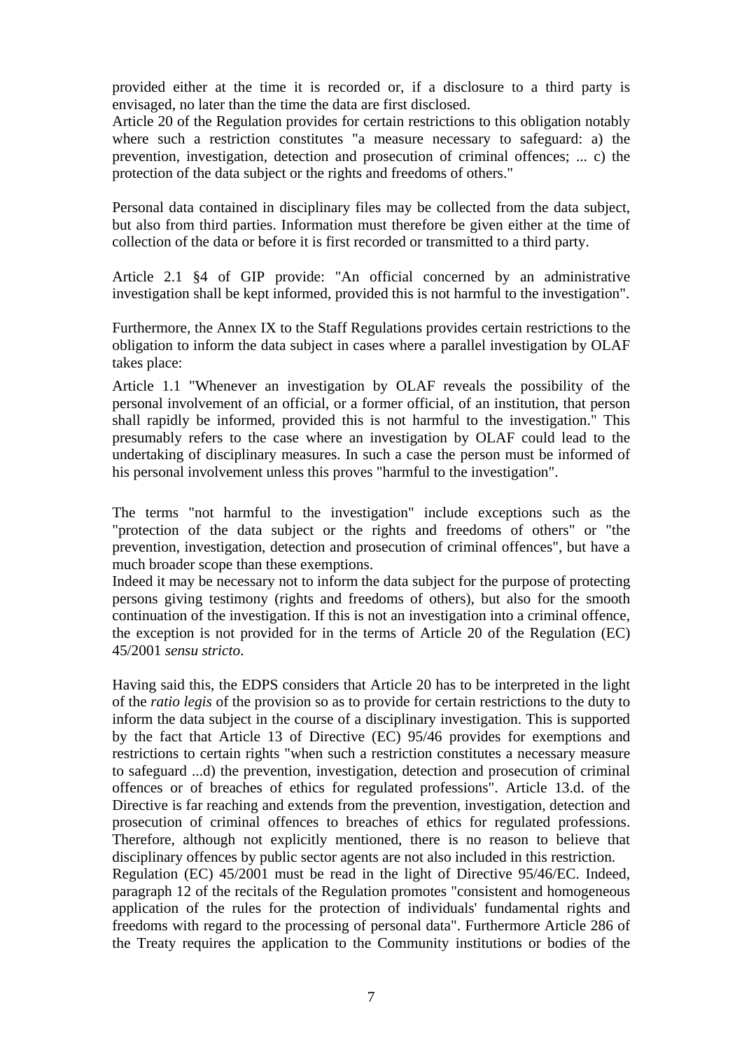provided either at the time it is recorded or, if a disclosure to a third party is envisaged, no later than the time the data are first disclosed.
Article 20 of the Regulation provides for certain restrictions to this obligation notably where such a restriction constitutes "a measure necessary to safeguard: a) the prevention, investigation, detection and prosecution of criminal offences; ... c) the protection of the data subject or the rights and freedoms of others."

Personal data contained in disciplinary files may be collected from the data subject, but also from third parties. Information must therefore be given either at the time of collection of the data or before it is first recorded or transmitted to a third party.

Article 2.1 §4 of GIP provide: "An official concerned by an administrative investigation shall be kept informed, provided this is not harmful to the investigation".

Furthermore, the Annex IX to the Staff Regulations provides certain restrictions to the obligation to inform the data subject in cases where a parallel investigation by OLAF takes place:

Article 1.1 "Whenever an investigation by OLAF reveals the possibility of the personal involvement of an official, or a former official, of an institution, that person shall rapidly be informed, provided this is not harmful to the investigation." This presumably refers to the case where an investigation by OLAF could lead to the undertaking of disciplinary measures. In such a case the person must be informed of his personal involvement unless this proves "harmful to the investigation".

The terms "not harmful to the investigation" include exceptions such as the "protection of the data subject or the rights and freedoms of others" or "the prevention, investigation, detection and prosecution of criminal offences", but have a much broader scope than these exemptions.
Indeed it may be necessary not to inform the data subject for the purpose of protecting persons giving testimony (rights and freedoms of others), but also for the smooth continuation of the investigation. If this is not an investigation into a criminal offence, the exception is not provided for in the terms of Article 20 of the Regulation (EC) 45/2001 *sensu stricto*.

Having said this, the EDPS considers that Article 20 has to be interpreted in the light of the *ratio legis* of the provision so as to provide for certain restrictions to the duty to inform the data subject in the course of a disciplinary investigation. This is supported by the fact that Article 13 of Directive (EC) 95/46 provides for exemptions and restrictions to certain rights "when such a restriction constitutes a necessary measure to safeguard ...d) the prevention, investigation, detection and prosecution of criminal offences or of breaches of ethics for regulated professions". Article 13.d. of the Directive is far reaching and extends from the prevention, investigation, detection and prosecution of criminal offences to breaches of ethics for regulated professions. Therefore, although not explicitly mentioned, there is no reason to believe that disciplinary offences by public sector agents are not also included in this restriction.
Regulation (EC) 45/2001 must be read in the light of Directive 95/46/EC. Indeed, paragraph 12 of the recitals of the Regulation promotes "consistent and homogeneous application of the rules for the protection of individuals' fundamental rights and freedoms with regard to the processing of personal data". Furthermore Article 286 of the Treaty requires the application to the Community institutions or bodies of the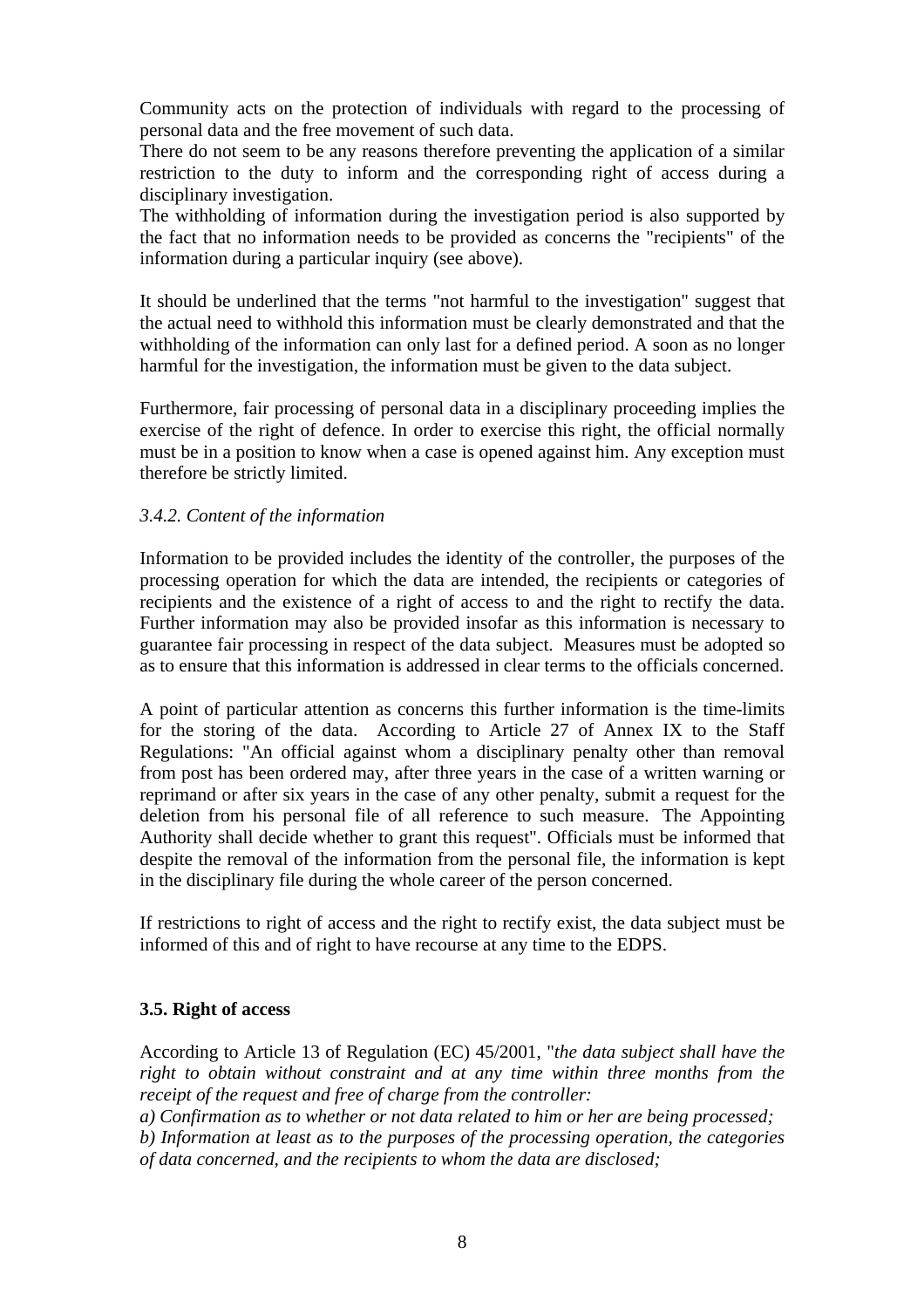Community acts on the protection of individuals with regard to the processing of personal data and the free movement of such data.
There do not seem to be any reasons therefore preventing the application of a similar restriction to the duty to inform and the corresponding right of access during a disciplinary investigation.
The withholding of information during the investigation period is also supported by the fact that no information needs to be provided as concerns the "recipients" of the information during a particular inquiry (see above).

It should be underlined that the terms "not harmful to the investigation" suggest that the actual need to withhold this information must be clearly demonstrated and that the withholding of the information can only last for a defined period. A soon as no longer harmful for the investigation, the information must be given to the data subject.

Furthermore, fair processing of personal data in a disciplinary proceeding implies the exercise of the right of defence. In order to exercise this right, the official normally must be in a position to know when a case is opened against him. Any exception must therefore be strictly limited.

#### *3.4.2. Content of the information*

Information to be provided includes the identity of the controller, the purposes of the processing operation for which the data are intended, the recipients or categories of recipients and the existence of a right of access to and the right to rectify the data. Further information may also be provided insofar as this information is necessary to guarantee fair processing in respect of the data subject. Measures must be adopted so as to ensure that this information is addressed in clear terms to the officials concerned.

A point of particular attention as concerns this further information is the time-limits for the storing of the data. According to Article 27 of Annex IX to the Staff Regulations: "An official against whom a disciplinary penalty other than removal from post has been ordered may, after three years in the case of a written warning or reprimand or after six years in the case of any other penalty, submit a request for the deletion from his personal file of all reference to such measure. The Appointing Authority shall decide whether to grant this request". Officials must be informed that despite the removal of the information from the personal file, the information is kept in the disciplinary file during the whole career of the person concerned.

If restrictions to right of access and the right to rectify exist, the data subject must be informed of this and of right to have recourse at any time to the EDPS.

### 3.5. Right of access

According to Article 13 of Regulation (EC) 45/2001, "*the data subject shall have the right to obtain without constraint and at any time within three months from the receipt of the request and free of charge from the controller:*
*a) Confirmation as to whether or not data related to him or her are being processed;*
*b) Information at least as to the purposes of the processing operation, the categories of data concerned, and the recipients to whom the data are disclosed;*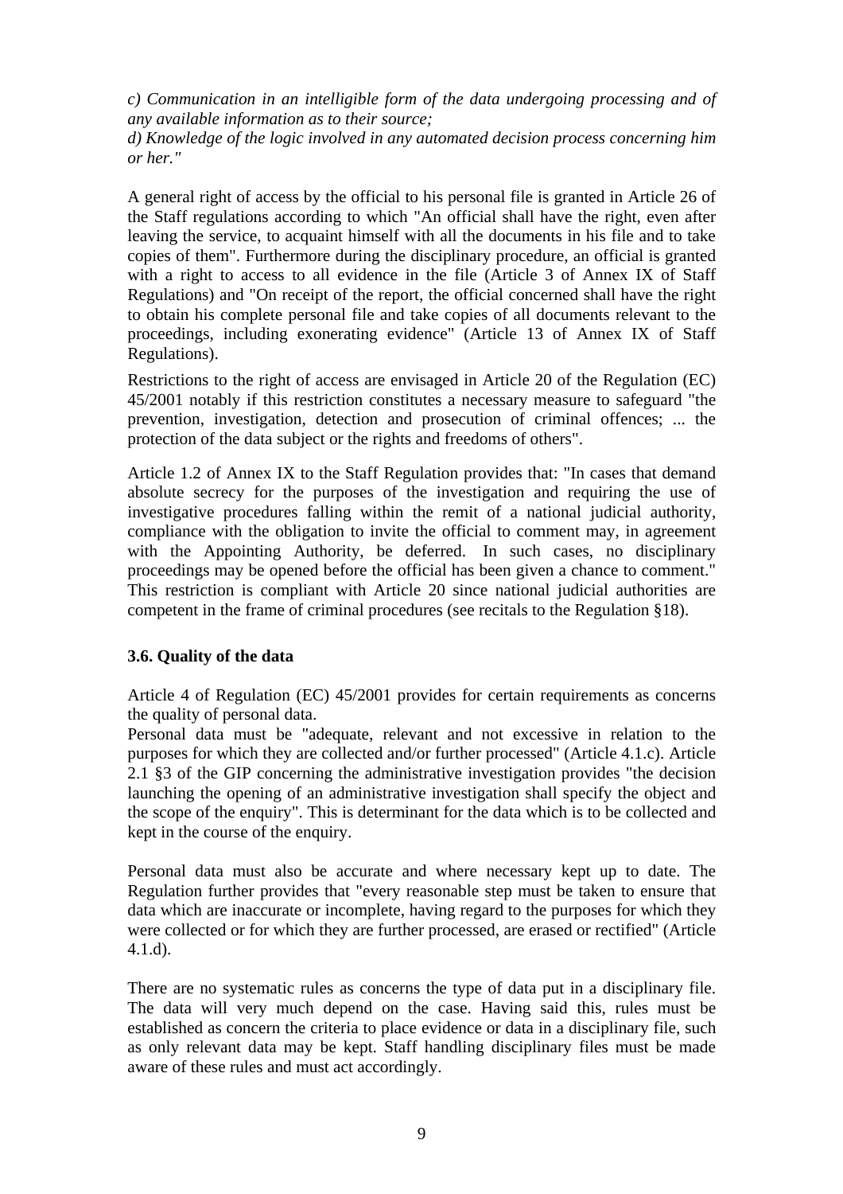*c) Communication in an intelligible form of the data undergoing processing and of any available information as to their source;*
*d) Knowledge of the logic involved in any automated decision process concerning him or her."*

A general right of access by the official to his personal file is granted in Article 26 of the Staff regulations according to which "An official shall have the right, even after leaving the service, to acquaint himself with all the documents in his file and to take copies of them". Furthermore during the disciplinary procedure, an official is granted with a right to access to all evidence in the file (Article 3 of Annex IX of Staff Regulations) and "On receipt of the report, the official concerned shall have the right to obtain his complete personal file and take copies of all documents relevant to the proceedings, including exonerating evidence" (Article 13 of Annex IX of Staff Regulations).

Restrictions to the right of access are envisaged in Article 20 of the Regulation (EC) 45/2001 notably if this restriction constitutes a necessary measure to safeguard "the prevention, investigation, detection and prosecution of criminal offences; ... the protection of the data subject or the rights and freedoms of others".

Article 1.2 of Annex IX to the Staff Regulation provides that: "In cases that demand absolute secrecy for the purposes of the investigation and requiring the use of investigative procedures falling within the remit of a national judicial authority, compliance with the obligation to invite the official to comment may, in agreement with the Appointing Authority, be deferred. In such cases, no disciplinary proceedings may be opened before the official has been given a chance to comment." This restriction is compliant with Article 20 since national judicial authorities are competent in the frame of criminal procedures (see recitals to the Regulation §18).

### 3.6. Quality of the data

Article 4 of Regulation (EC) 45/2001 provides for certain requirements as concerns the quality of personal data.
Personal data must be "adequate, relevant and not excessive in relation to the purposes for which they are collected and/or further processed" (Article 4.1.c). Article 2.1 §3 of the GIP concerning the administrative investigation provides "the decision launching the opening of an administrative investigation shall specify the object and the scope of the enquiry". This is determinant for the data which is to be collected and kept in the course of the enquiry.

Personal data must also be accurate and where necessary kept up to date. The Regulation further provides that "every reasonable step must be taken to ensure that data which are inaccurate or incomplete, having regard to the purposes for which they were collected or for which they are further processed, are erased or rectified" (Article 4.1.d).

There are no systematic rules as concerns the type of data put in a disciplinary file. The data will very much depend on the case. Having said this, rules must be established as concern the criteria to place evidence or data in a disciplinary file, such as only relevant data may be kept. Staff handling disciplinary files must be made aware of these rules and must act accordingly.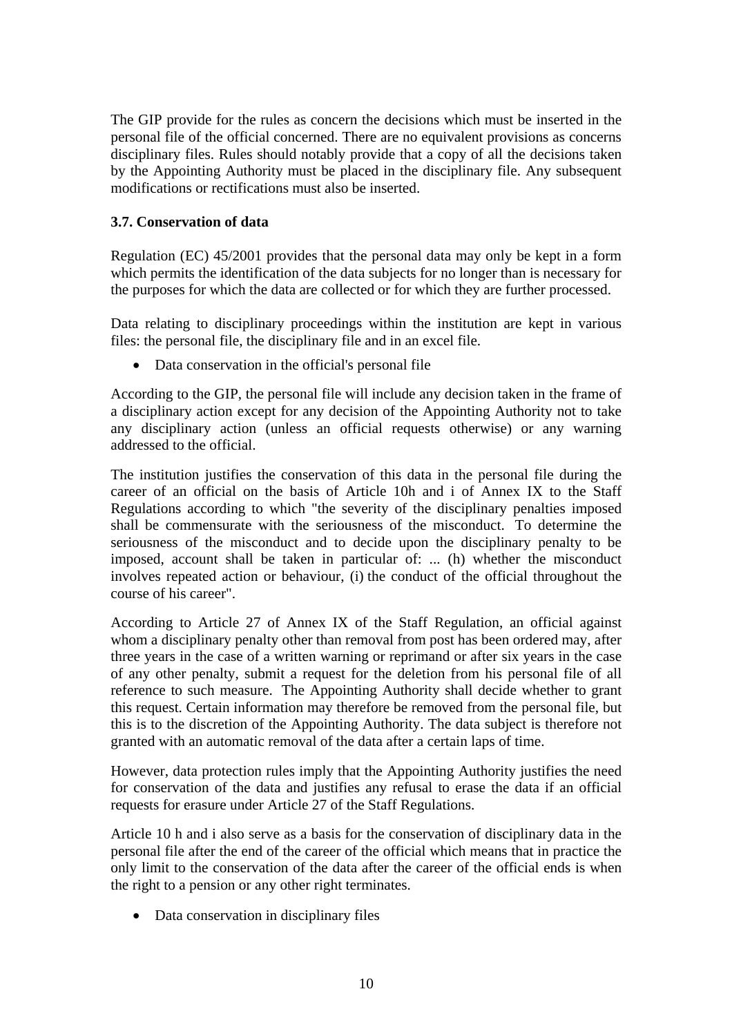The GIP provide for the rules as concern the decisions which must be inserted in the personal file of the official concerned. There are no equivalent provisions as concerns disciplinary files. Rules should notably provide that a copy of all the decisions taken by the Appointing Authority must be placed in the disciplinary file. Any subsequent modifications or rectifications must also be inserted.

### 3.7. Conservation of data

Regulation (EC) 45/2001 provides that the personal data may only be kept in a form which permits the identification of the data subjects for no longer than is necessary for the purposes for which the data are collected or for which they are further processed.

Data relating to disciplinary proceedings within the institution are kept in various files: the personal file, the disciplinary file and in an excel file.

- Data conservation in the official's personal file

According to the GIP, the personal file will include any decision taken in the frame of a disciplinary action except for any decision of the Appointing Authority not to take any disciplinary action (unless an official requests otherwise) or any warning addressed to the official.

The institution justifies the conservation of this data in the personal file during the career of an official on the basis of Article 10h and i of Annex IX to the Staff Regulations according to which "the severity of the disciplinary penalties imposed shall be commensurate with the seriousness of the misconduct. To determine the seriousness of the misconduct and to decide upon the disciplinary penalty to be imposed, account shall be taken in particular of: ... (h) whether the misconduct involves repeated action or behaviour, (i) the conduct of the official throughout the course of his career".

According to Article 27 of Annex IX of the Staff Regulation, an official against whom a disciplinary penalty other than removal from post has been ordered may, after three years in the case of a written warning or reprimand or after six years in the case of any other penalty, submit a request for the deletion from his personal file of all reference to such measure. The Appointing Authority shall decide whether to grant this request. Certain information may therefore be removed from the personal file, but this is to the discretion of the Appointing Authority. The data subject is therefore not granted with an automatic removal of the data after a certain laps of time.

However, data protection rules imply that the Appointing Authority justifies the need for conservation of the data and justifies any refusal to erase the data if an official requests for erasure under Article 27 of the Staff Regulations.

Article 10 h and i also serve as a basis for the conservation of disciplinary data in the personal file after the end of the career of the official which means that in practice the only limit to the conservation of the data after the career of the official ends is when the right to a pension or any other right terminates.

- Data conservation in disciplinary files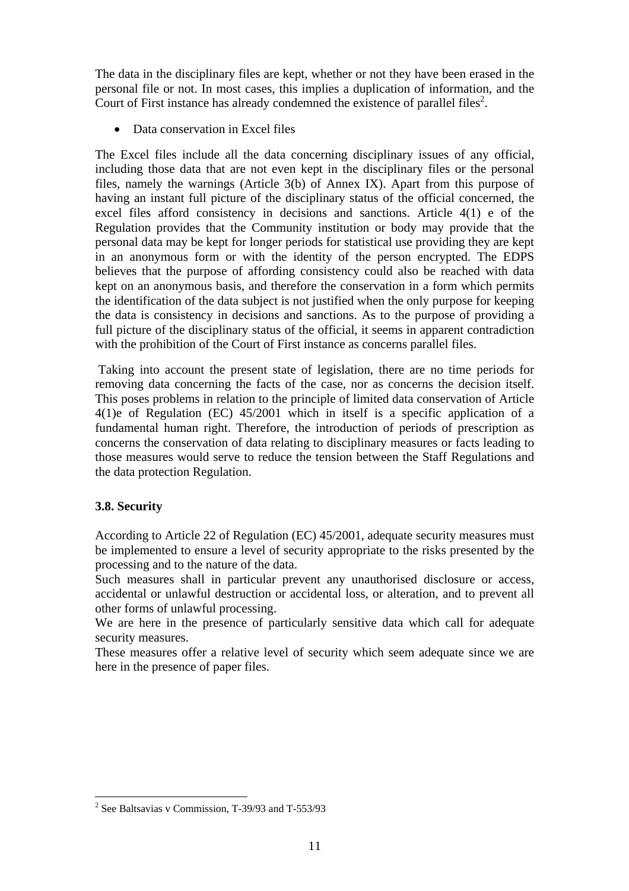The data in the disciplinary files are kept, whether or not they have been erased in the personal file or not. In most cases, this implies a duplication of information, and the Court of First instance has already condemned the existence of parallel files[2].

- Data conservation in Excel files

The Excel files include all the data concerning disciplinary issues of any official, including those data that are not even kept in the disciplinary files or the personal files, namely the warnings (Article 3(b) of Annex IX). Apart from this purpose of having an instant full picture of the disciplinary status of the official concerned, the excel files afford consistency in decisions and sanctions. Article 4(1) e of the Regulation provides that the Community institution or body may provide that the personal data may be kept for longer periods for statistical use providing they are kept in an anonymous form or with the identity of the person encrypted. The EDPS believes that the purpose of affording consistency could also be reached with data kept on an anonymous basis, and therefore the conservation in a form which permits the identification of the data subject is not justified when the only purpose for keeping the data is consistency in decisions and sanctions. As to the purpose of providing a full picture of the disciplinary status of the official, it seems in apparent contradiction with the prohibition of the Court of First instance as concerns parallel files.

Taking into account the present state of legislation, there are no time periods for removing data concerning the facts of the case, nor as concerns the decision itself. This poses problems in relation to the principle of limited data conservation of Article 4(1)e of Regulation (EC) 45/2001 which in itself is a specific application of a fundamental human right. Therefore, the introduction of periods of prescription as concerns the conservation of data relating to disciplinary measures or facts leading to those measures would serve to reduce the tension between the Staff Regulations and the data protection Regulation.

### 3.8. Security

According to Article 22 of Regulation (EC) 45/2001, adequate security measures must be implemented to ensure a level of security appropriate to the risks presented by the processing and to the nature of the data.
Such measures shall in particular prevent any unauthorised disclosure or access, accidental or unlawful destruction or accidental loss, or alteration, and to prevent all other forms of unlawful processing.
We are here in the presence of particularly sensitive data which call for adequate security measures.
These measures offer a relative level of security which seem adequate since we are here in the presence of paper files.

---

[2] See Baltsavias v Commission, T-39/93 and T-553/93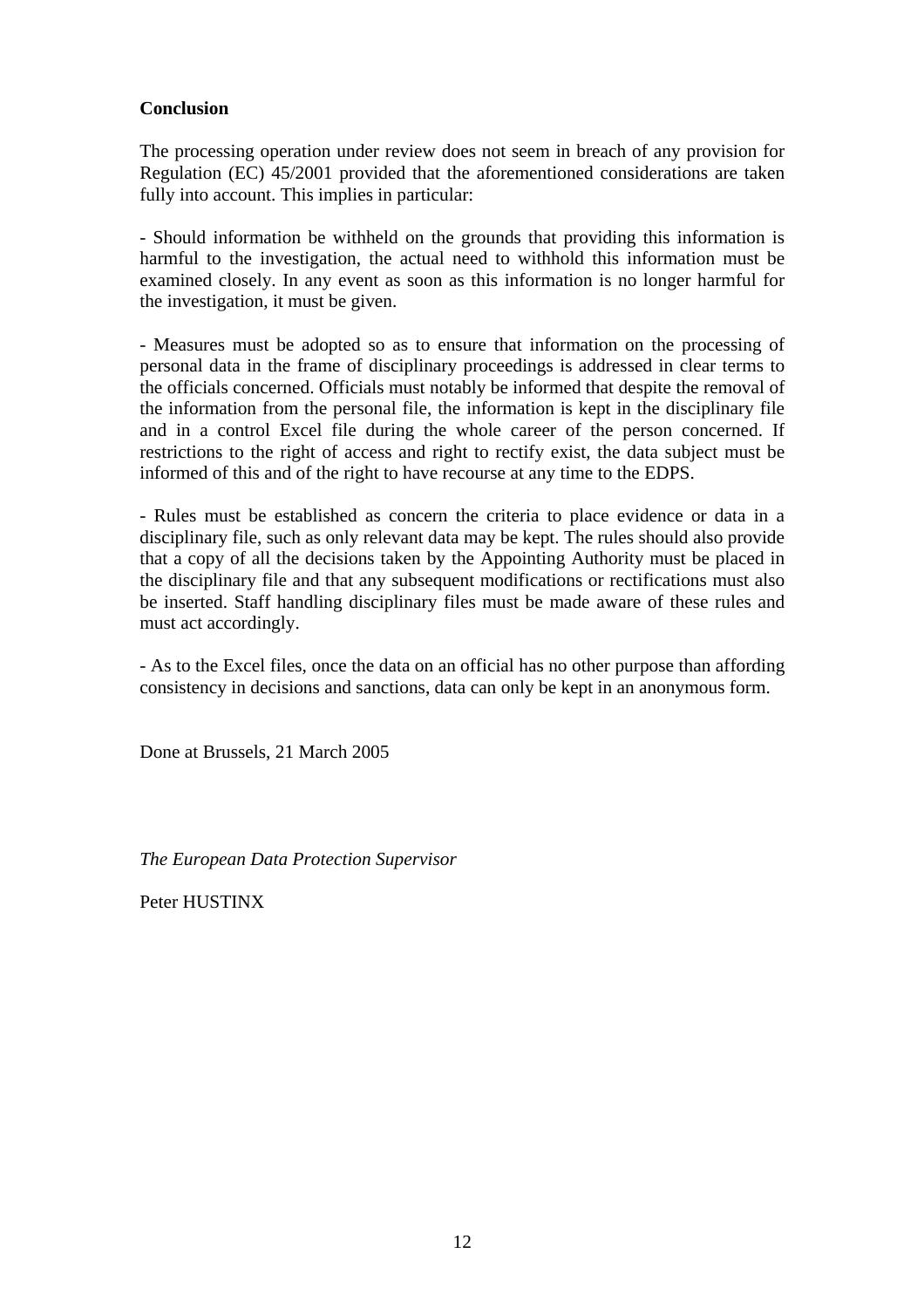**Conclusion**

The processing operation under review does not seem in breach of any provision for Regulation (EC) 45/2001 provided that the aforementioned considerations are taken fully into account. This implies in particular:

- Should information be withheld on the grounds that providing this information is harmful to the investigation, the actual need to withhold this information must be examined closely. In any event as soon as this information is no longer harmful for the investigation, it must be given.

- Measures must be adopted so as to ensure that information on the processing of personal data in the frame of disciplinary proceedings is addressed in clear terms to the officials concerned. Officials must notably be informed that despite the removal of the information from the personal file, the information is kept in the disciplinary file and in a control Excel file during the whole career of the person concerned. If restrictions to the right of access and right to rectify exist, the data subject must be informed of this and of the right to have recourse at any time to the EDPS.

- Rules must be established as concern the criteria to place evidence or data in a disciplinary file, such as only relevant data may be kept. The rules should also provide that a copy of all the decisions taken by the Appointing Authority must be placed in the disciplinary file and that any subsequent modifications or rectifications must also be inserted. Staff handling disciplinary files must be made aware of these rules and must act accordingly.

- As to the Excel files, once the data on an official has no other purpose than affording consistency in decisions and sanctions, data can only be kept in an anonymous form.

Done at Brussels, 21 March 2005

*The European Data Protection Supervisor*

Peter HUSTINX